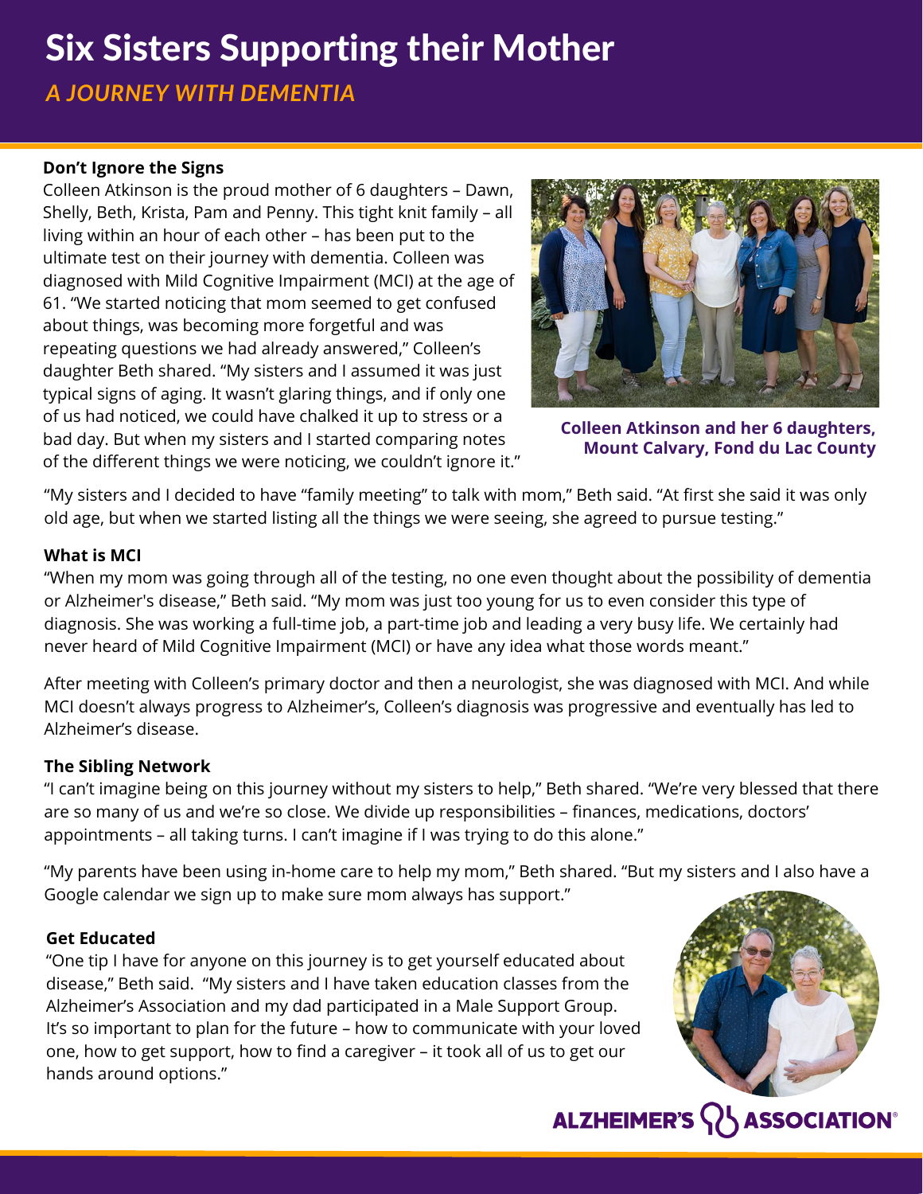# Six Sisters Supporting their Mother

## *A JOURNEY WITH DEMENTIA*

**Don't Ignore the Signs**

Colleen Atkinson is the proud mother of 6 daughters – Dawn, Shelly, Beth, Krista, Pam and Penny. This tight knit family – all living within an hour of each other – has been put to the ultimate test on their journey with dementia. Colleen was diagnosed with Mild Cognitive Impairment (MCI) at the age of 61. "We started noticing that mom seemed to get confused about things, was becoming more forgetful and was repeating questions we had already answered," Colleen's daughter Beth shared. "My sisters and I assumed it was just typical signs of aging. It wasn't glaring things, and if only one of us had noticed, we could have chalked it up to stress or a bad day. But when my sisters and I started comparing notes of the different things we were noticing, we couldn't ignore it."

**Colleen Atkinson and her 6 daughters, Mount Calvary, Fond du Lac County**

"My sisters and I decided to have "family meeting" to talk with mom," Beth said. "At first she said it was only old age, but when we started listing all the things we were seeing, she agreed to pursue testing."

**What is MCI**

"When my mom was going through all of the testing, no one even thought about the possibility of dementia or Alzheimer's disease," Beth said. "My mom was just too young for us to even consider this type of diagnosis. She was working a full-time job, a part-time job and leading a very busy life. We certainly had never heard of Mild Cognitive Impairment (MCI) or have any idea what those words meant."

After meeting with Colleen's primary doctor and then a neurologist, she was diagnosed with MCI. And while MCI doesn't always progress to Alzheimer's, Colleen's diagnosis was progressive and eventually has led to Alzheimer's disease.

**The Sibling Network**

"I can't imagine being on this journey without my sisters to help," Beth shared. "We're very blessed that there are so many of us and we're so close. We divide up responsibilities – finances, medications, doctors' appointments – all taking turns. I can't imagine if I was trying to do this alone."

"My parents have been using in-home care to help my mom," Beth shared. "But my sisters and I also have a Google calendar we sign up to make sure mom always has support."

**Get Educated**

"One tip I have for anyone on this journey is to get yourself educated about disease," Beth said. "My sisters and I have taken education classes from the Alzheimer's Association and my dad participated in a Male Support Group. It's so important to plan for the future – how to communicate with your loved one, how to get support, how to find a caregiver – it took all of us to get our hands around options."

ALZHEIMER'S ASSOCIATION®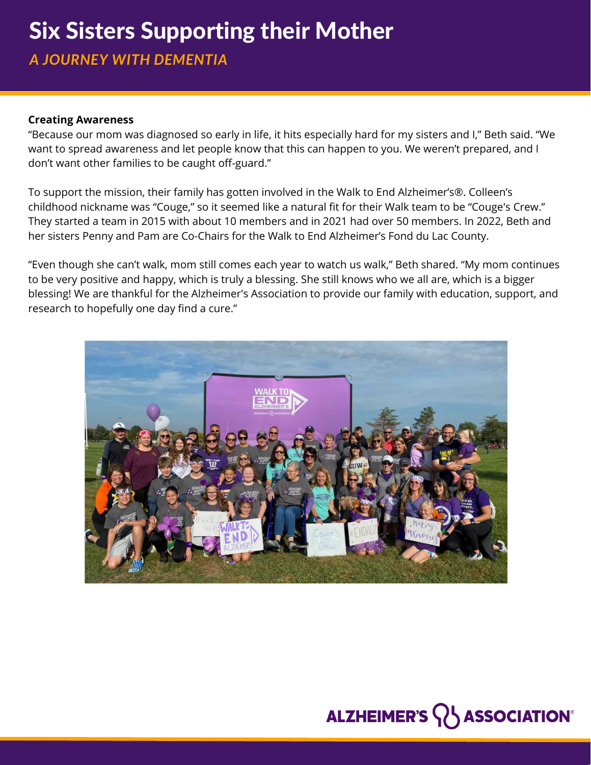# Six Sisters Supporting their Mother

## *A JOURNEY WITH DEMENTIA*

**Creating Awareness**

"Because our mom was diagnosed so early in life, it hits especially hard for my sisters and I," Beth said. "We want to spread awareness and let people know that this can happen to you. We weren't prepared, and I don't want other families to be caught off-guard."

To support the mission, their family has gotten involved in the Walk to End Alzheimer's®. Colleen's childhood nickname was "Couge," so it seemed like a natural fit for their Walk team to be "Couge's Crew." They started a team in 2015 with about 10 members and in 2021 had over 50 members. In 2022, Beth and her sisters Penny and Pam are Co-Chairs for the Walk to End Alzheimer's Fond du Lac County.

"Even though she can't walk, mom still comes each year to watch us walk," Beth shared. "My mom continues to be very positive and happy, which is truly a blessing. She still knows who we all are, which is a bigger blessing! We are thankful for the Alzheimer's Association to provide our family with education, support, and research to hopefully one day find a cure."